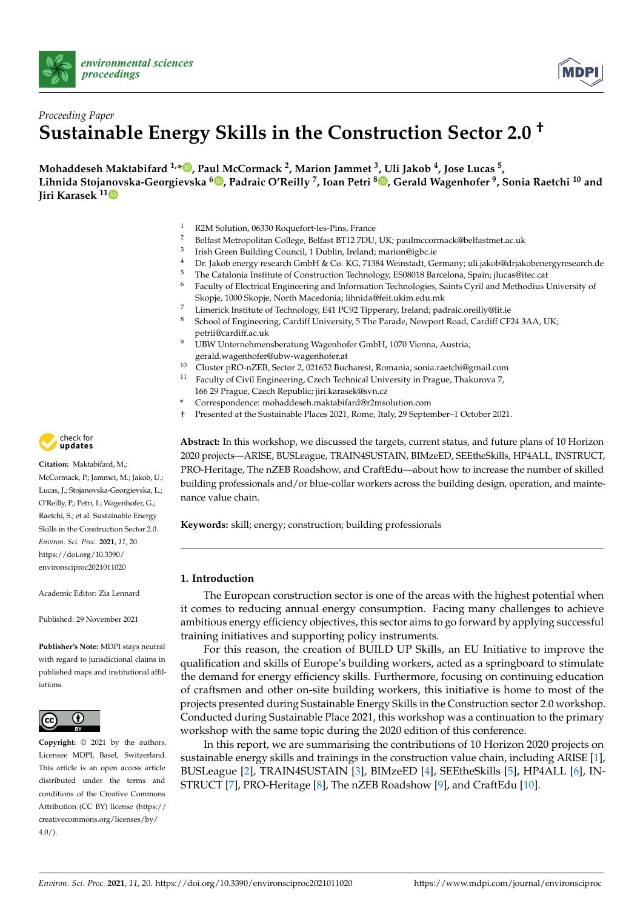*Proceeding Paper*

# Sustainable Energy Skills in the Construction Sector 2.0 †

**Mohaddeseh Maktabifard [1,*], Paul McCormack [2], Marion Jammet [3], Uli Jakob [4], Jose Lucas [5], Lihnida Stojanovska-Georgievska [6], Padraic O'Reilly [7], Ioan Petri [8], Gerald Wagenhofer [9], Sonia Raetchi [10] and Jiri Karasek [11]**

[1] R2M Solution, 06330 Roquefort-les-Pins, France
[2] Belfast Metropolitan College, Belfast BT12 7DU, UK; paulmccormack@belfastmet.ac.uk
[3] Irish Green Building Council, 1 Dublin, Ireland; marion@igbc.ie
[4] Dr. Jakob energy research GmbH & Co. KG, 71384 Weinstadt, Germany; uli.jakob@drjakobenergyresearch.de
[5] The Catalonia Institute of Construction Technology, ES08018 Barcelona, Spain; jlucas@itec.cat
[6] Faculty of Electrical Engineering and Information Technologies, Saints Cyril and Methodius University of Skopje, 1000 Skopje, North Macedonia; lihnida@feit.ukim.edu.mk
[7] Limerick Institute of Technology, E41 PC92 Tipperary, Ireland; padraic.oreilly@lit.ie
[8] School of Engineering, Cardiff University, 5 The Parade, Newport Road, Cardiff CF24 3AA, UK; petrii@cardiff.ac.uk
[9] UBW Unternehmensberatung Wagenhofer GmbH, 1070 Vienna, Austria; gerald.wagenhofer@ubw-wagenhofer.at
[10] Cluster pRO-nZEB, Sector 2, 021652 Bucharest, Romania; sonia.raetchi@gmail.com
[11] Faculty of Civil Engineering, Czech Technical University in Prague, Thakurova 7, 166 29 Prague, Czech Republic; jiri.karasek@svn.cz

\* Correspondence: mohaddeseh.maktabifard@r2msolution.com
† Presented at the Sustainable Places 2021, Rome, Italy, 29 September–1 October 2021.

**Citation:** Maktabifard, M.; McCormack, P.; Jammet, M.; Jakob, U.; Lucas, J.; Stojanovska-Georgievska, L.; O'Reilly, P.; Petri, I.; Wagenhofer, G.; Raetchi, S.; et al. Sustainable Energy Skills in the Construction Sector 2.0. *Environ. Sci. Proc.* **2021**, *11*, 20. https://doi.org/10.3390/environsciproc2021011020

Academic Editor: Zia Lennard

Published: 29 November 2021

**Publisher's Note:** MDPI stays neutral with regard to jurisdictional claims in published maps and institutional affiliations.

**Copyright:** © 2021 by the authors. Licensee MDPI, Basel, Switzerland. This article is an open access article distributed under the terms and conditions of the Creative Commons Attribution (CC BY) license (https://creativecommons.org/licenses/by/4.0/).

**Abstract:** In this workshop, we discussed the targets, current status, and future plans of 10 Horizon 2020 projects—ARISE, BUSLeague, TRAIN4SUSTAIN, BIMzeED, SEEtheSkills, HP4ALL, INSTRUCT, PRO-Heritage, The nZEB Roadshow, and CraftEdu—about how to increase the number of skilled building professionals and/or blue-collar workers across the building design, operation, and maintenance value chain.

**Keywords:** skill; energy; construction; building professionals

## 1. Introduction

The European construction sector is one of the areas with the highest potential when it comes to reducing annual energy consumption. Facing many challenges to achieve ambitious energy efficiency objectives, this sector aims to go forward by applying successful training initiatives and supporting policy instruments.

For this reason, the creation of BUILD UP Skills, an EU Initiative to improve the qualification and skills of Europe's building workers, acted as a springboard to stimulate the demand for energy efficiency skills. Furthermore, focusing on continuing education of craftsmen and other on-site building workers, this initiative is home to most of the projects presented during Sustainable Energy Skills in the Construction sector 2.0 workshop. Conducted during Sustainable Place 2021, this workshop was a continuation to the primary workshop with the same topic during the 2020 edition of this conference.

In this report, we are summarising the contributions of 10 Horizon 2020 projects on sustainable energy skills and trainings in the construction value chain, including ARISE [1], BUSLeague [2], TRAIN4SUSTAIN [3], BIMzeED [4], SEEtheSkills [5], HP4ALL [6], INSTRUCT [7], PRO-Heritage [8], The nZEB Roadshow [9], and CraftEdu [10].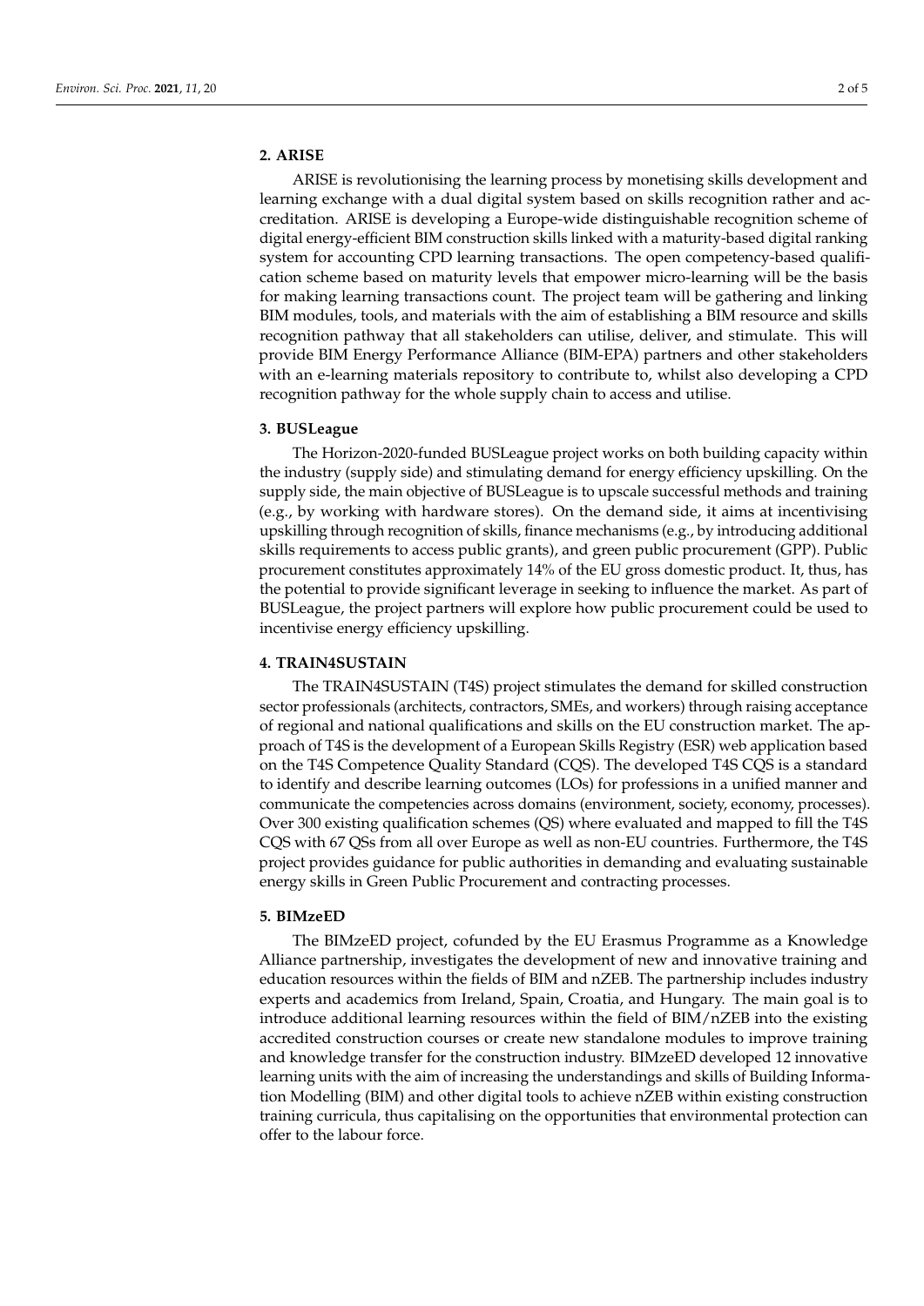## 2. ARISE

ARISE is revolutionising the learning process by monetising skills development and learning exchange with a dual digital system based on skills recognition rather and accreditation. ARISE is developing a Europe-wide distinguishable recognition scheme of digital energy-efficient BIM construction skills linked with a maturity-based digital ranking system for accounting CPD learning transactions. The open competency-based qualification scheme based on maturity levels that empower micro-learning will be the basis for making learning transactions count. The project team will be gathering and linking BIM modules, tools, and materials with the aim of establishing a BIM resource and skills recognition pathway that all stakeholders can utilise, deliver, and stimulate. This will provide BIM Energy Performance Alliance (BIM-EPA) partners and other stakeholders with an e-learning materials repository to contribute to, whilst also developing a CPD recognition pathway for the whole supply chain to access and utilise.

## 3. BUSLeague

The Horizon-2020-funded BUSLeague project works on both building capacity within the industry (supply side) and stimulating demand for energy efficiency upskilling. On the supply side, the main objective of BUSLeague is to upscale successful methods and training (e.g., by working with hardware stores). On the demand side, it aims at incentivising upskilling through recognition of skills, finance mechanisms (e.g., by introducing additional skills requirements to access public grants), and green public procurement (GPP). Public procurement constitutes approximately 14% of the EU gross domestic product. It, thus, has the potential to provide significant leverage in seeking to influence the market. As part of BUSLeague, the project partners will explore how public procurement could be used to incentivise energy efficiency upskilling.

## 4. TRAIN4SUSTAIN

The TRAIN4SUSTAIN (T4S) project stimulates the demand for skilled construction sector professionals (architects, contractors, SMEs, and workers) through raising acceptance of regional and national qualifications and skills on the EU construction market. The approach of T4S is the development of a European Skills Registry (ESR) web application based on the T4S Competence Quality Standard (CQS). The developed T4S CQS is a standard to identify and describe learning outcomes (LOs) for professions in a unified manner and communicate the competencies across domains (environment, society, economy, processes). Over 300 existing qualification schemes (QS) where evaluated and mapped to fill the T4S CQS with 67 QSs from all over Europe as well as non-EU countries. Furthermore, the T4S project provides guidance for public authorities in demanding and evaluating sustainable energy skills in Green Public Procurement and contracting processes.

## 5. BIMzeED

The BIMzeED project, cofunded by the EU Erasmus Programme as a Knowledge Alliance partnership, investigates the development of new and innovative training and education resources within the fields of BIM and nZEB. The partnership includes industry experts and academics from Ireland, Spain, Croatia, and Hungary. The main goal is to introduce additional learning resources within the field of BIM/nZEB into the existing accredited construction courses or create new standalone modules to improve training and knowledge transfer for the construction industry. BIMzeED developed 12 innovative learning units with the aim of increasing the understandings and skills of Building Information Modelling (BIM) and other digital tools to achieve nZEB within existing construction training curricula, thus capitalising on the opportunities that environmental protection can offer to the labour force.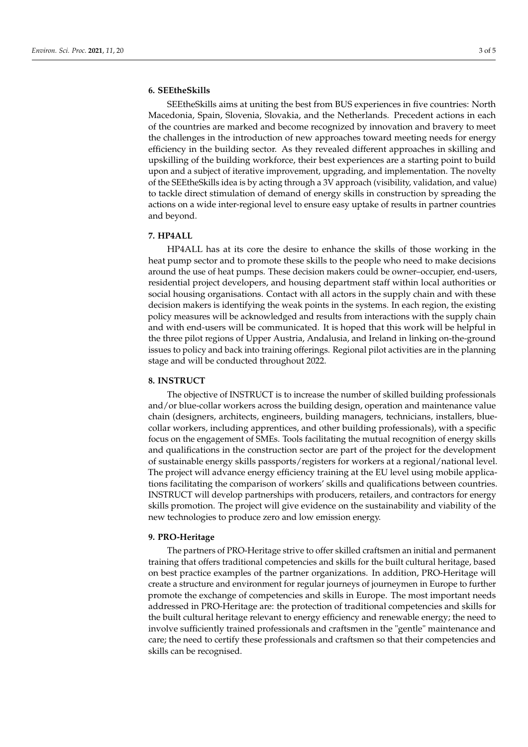## 6. SEEtheSkills

SEEtheSkills aims at uniting the best from BUS experiences in five countries: North Macedonia, Spain, Slovenia, Slovakia, and the Netherlands. Precedent actions in each of the countries are marked and become recognized by innovation and bravery to meet the challenges in the introduction of new approaches toward meeting needs for energy efficiency in the building sector. As they revealed different approaches in skilling and upskilling of the building workforce, their best experiences are a starting point to build upon and a subject of iterative improvement, upgrading, and implementation. The novelty of the SEEtheSkills idea is by acting through a 3V approach (visibility, validation, and value) to tackle direct stimulation of demand of energy skills in construction by spreading the actions on a wide inter-regional level to ensure easy uptake of results in partner countries and beyond.

## 7. HP4ALL

HP4ALL has at its core the desire to enhance the skills of those working in the heat pump sector and to promote these skills to the people who need to make decisions around the use of heat pumps. These decision makers could be owner–occupier, end-users, residential project developers, and housing department staff within local authorities or social housing organisations. Contact with all actors in the supply chain and with these decision makers is identifying the weak points in the systems. In each region, the existing policy measures will be acknowledged and results from interactions with the supply chain and with end-users will be communicated. It is hoped that this work will be helpful in the three pilot regions of Upper Austria, Andalusia, and Ireland in linking on-the-ground issues to policy and back into training offerings. Regional pilot activities are in the planning stage and will be conducted throughout 2022.

## 8. INSTRUCT

The objective of INSTRUCT is to increase the number of skilled building professionals and/or blue-collar workers across the building design, operation and maintenance value chain (designers, architects, engineers, building managers, technicians, installers, blue-collar workers, including apprentices, and other building professionals), with a specific focus on the engagement of SMEs. Tools facilitating the mutual recognition of energy skills and qualifications in the construction sector are part of the project for the development of sustainable energy skills passports/registers for workers at a regional/national level. The project will advance energy efficiency training at the EU level using mobile applications facilitating the comparison of workers' skills and qualifications between countries. INSTRUCT will develop partnerships with producers, retailers, and contractors for energy skills promotion. The project will give evidence on the sustainability and viability of the new technologies to produce zero and low emission energy.

## 9. PRO-Heritage

The partners of PRO-Heritage strive to offer skilled craftsmen an initial and permanent training that offers traditional competencies and skills for the built cultural heritage, based on best practice examples of the partner organizations. In addition, PRO-Heritage will create a structure and environment for regular journeys of journeymen in Europe to further promote the exchange of competencies and skills in Europe. The most important needs addressed in PRO-Heritage are: the protection of traditional competencies and skills for the built cultural heritage relevant to energy efficiency and renewable energy; the need to involve sufficiently trained professionals and craftsmen in the "gentle" maintenance and care; the need to certify these professionals and craftsmen so that their competencies and skills can be recognised.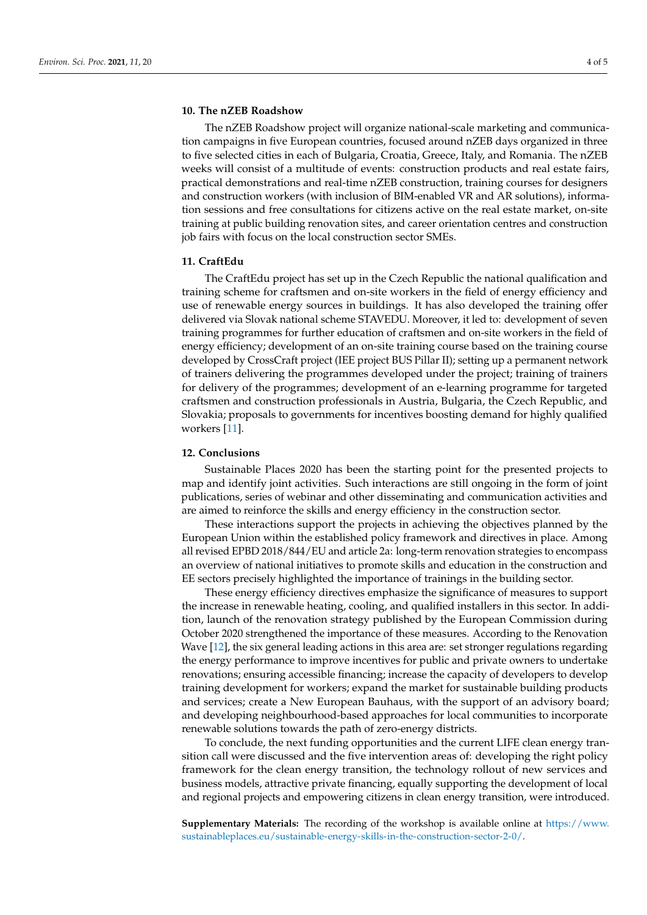## 10. The nZEB Roadshow

The nZEB Roadshow project will organize national-scale marketing and communication campaigns in five European countries, focused around nZEB days organized in three to five selected cities in each of Bulgaria, Croatia, Greece, Italy, and Romania. The nZEB weeks will consist of a multitude of events: construction products and real estate fairs, practical demonstrations and real-time nZEB construction, training courses for designers and construction workers (with inclusion of BIM-enabled VR and AR solutions), information sessions and free consultations for citizens active on the real estate market, on-site training at public building renovation sites, and career orientation centres and construction job fairs with focus on the local construction sector SMEs.

## 11. CraftEdu

The CraftEdu project has set up in the Czech Republic the national qualification and training scheme for craftsmen and on-site workers in the field of energy efficiency and use of renewable energy sources in buildings. It has also developed the training offer delivered via Slovak national scheme STAVEDU. Moreover, it led to: development of seven training programmes for further education of craftsmen and on-site workers in the field of energy efficiency; development of an on-site training course based on the training course developed by CrossCraft project (IEE project BUS Pillar II); setting up a permanent network of trainers delivering the programmes developed under the project; training of trainers for delivery of the programmes; development of an e-learning programme for targeted craftsmen and construction professionals in Austria, Bulgaria, the Czech Republic, and Slovakia; proposals to governments for incentives boosting demand for highly qualified workers [11].

## 12. Conclusions

Sustainable Places 2020 has been the starting point for the presented projects to map and identify joint activities. Such interactions are still ongoing in the form of joint publications, series of webinar and other disseminating and communication activities and are aimed to reinforce the skills and energy efficiency in the construction sector.

These interactions support the projects in achieving the objectives planned by the European Union within the established policy framework and directives in place. Among all revised EPBD 2018/844/EU and article 2a: long-term renovation strategies to encompass an overview of national initiatives to promote skills and education in the construction and EE sectors precisely highlighted the importance of trainings in the building sector.

These energy efficiency directives emphasize the significance of measures to support the increase in renewable heating, cooling, and qualified installers in this sector. In addition, launch of the renovation strategy published by the European Commission during October 2020 strengthened the importance of these measures. According to the Renovation Wave [12], the six general leading actions in this area are: set stronger regulations regarding the energy performance to improve incentives for public and private owners to undertake renovations; ensuring accessible financing; increase the capacity of developers to develop training development for workers; expand the market for sustainable building products and services; create a New European Bauhaus, with the support of an advisory board; and developing neighbourhood-based approaches for local communities to incorporate renewable solutions towards the path of zero-energy districts.

To conclude, the next funding opportunities and the current LIFE clean energy transition call were discussed and the five intervention areas of: developing the right policy framework for the clean energy transition, the technology rollout of new services and business models, attractive private financing, equally supporting the development of local and regional projects and empowering citizens in clean energy transition, were introduced.

**Supplementary Materials:** The recording of the workshop is available online at https://www.sustainableplaces.eu/sustainable-energy-skills-in-the-construction-sector-2-0/.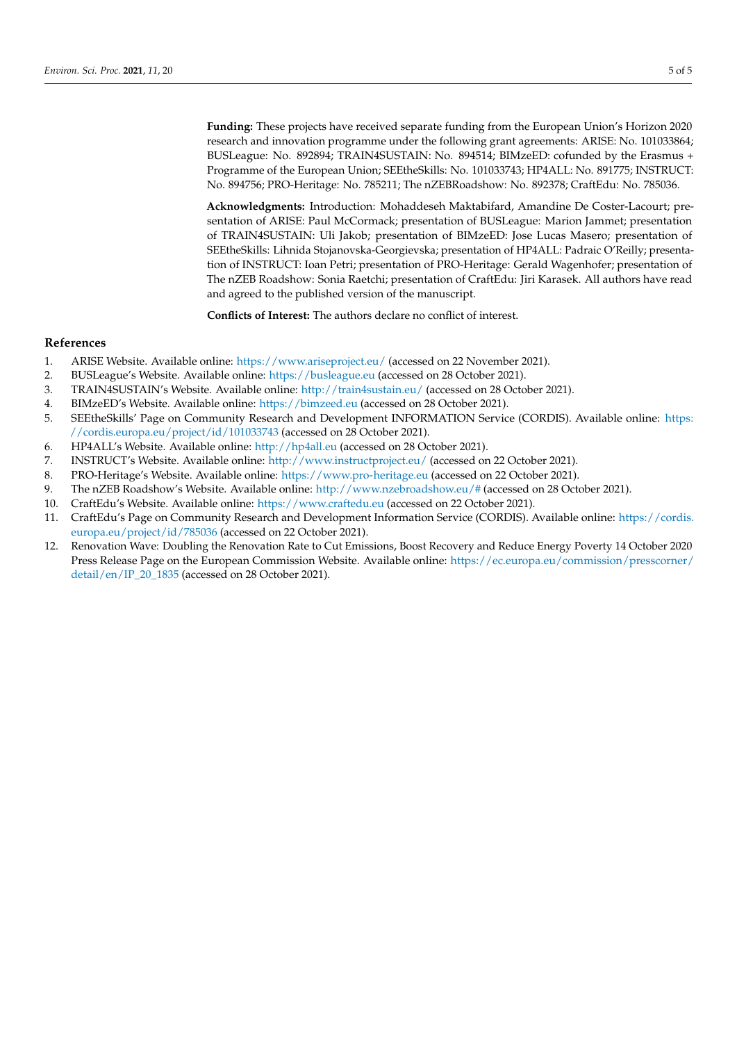**Funding:** These projects have received separate funding from the European Union's Horizon 2020 research and innovation programme under the following grant agreements: ARISE: No. 101033864; BUSLeague: No. 892894; TRAIN4SUSTAIN: No. 894514; BIMzeED: cofunded by the Erasmus + Programme of the European Union; SEEtheSkills: No. 101033743; HP4ALL: No. 891775; INSTRUCT: No. 894756; PRO-Heritage: No. 785211; The nZEBRoadshow: No. 892378; CraftEdu: No. 785036.

**Acknowledgments:** Introduction: Mohaddeseh Maktabifard, Amandine De Coster-Lacourt; presentation of ARISE: Paul McCormack; presentation of BUSLeague: Marion Jammet; presentation of TRAIN4SUSTAIN: Uli Jakob; presentation of BIMzeED: Jose Lucas Masero; presentation of SEEtheSkills: Lihnida Stojanovska-Georgievska; presentation of HP4ALL: Padraic O'Reilly; presentation of INSTRUCT: Ioan Petri; presentation of PRO-Heritage: Gerald Wagenhofer; presentation of The nZEB Roadshow: Sonia Raetchi; presentation of CraftEdu: Jiri Karasek. All authors have read and agreed to the published version of the manuscript.

**Conflicts of Interest:** The authors declare no conflict of interest.

## References

1. ARISE Website. Available online: https://www.ariseproject.eu/ (accessed on 22 November 2021).
2. BUSLeague's Website. Available online: https://busleague.eu (accessed on 28 October 2021).
3. TRAIN4SUSTAIN's Website. Available online: http://train4sustain.eu/ (accessed on 28 October 2021).
4. BIMzeED's Website. Available online: https://bimzeed.eu (accessed on 28 October 2021).
5. SEEtheSkills' Page on Community Research and Development INFORMATION Service (CORDIS). Available online: https://cordis.europa.eu/project/id/101033743 (accessed on 28 October 2021).
6. HP4ALL's Website. Available online: http://hp4all.eu (accessed on 28 October 2021).
7. INSTRUCT's Website. Available online: http://www.instructproject.eu/ (accessed on 22 October 2021).
8. PRO-Heritage's Website. Available online: https://www.pro-heritage.eu (accessed on 22 October 2021).
9. The nZEB Roadshow's Website. Available online: http://www.nzebroadshow.eu/# (accessed on 28 October 2021).
10. CraftEdu's Website. Available online: https://www.craftedu.eu (accessed on 22 October 2021).
11. CraftEdu's Page on Community Research and Development Information Service (CORDIS). Available online: https://cordis.europa.eu/project/id/785036 (accessed on 22 October 2021).
12. Renovation Wave: Doubling the Renovation Rate to Cut Emissions, Boost Recovery and Reduce Energy Poverty 14 October 2020 Press Release Page on the European Commission Website. Available online: https://ec.europa.eu/commission/presscorner/detail/en/IP_20_1835 (accessed on 28 October 2021).